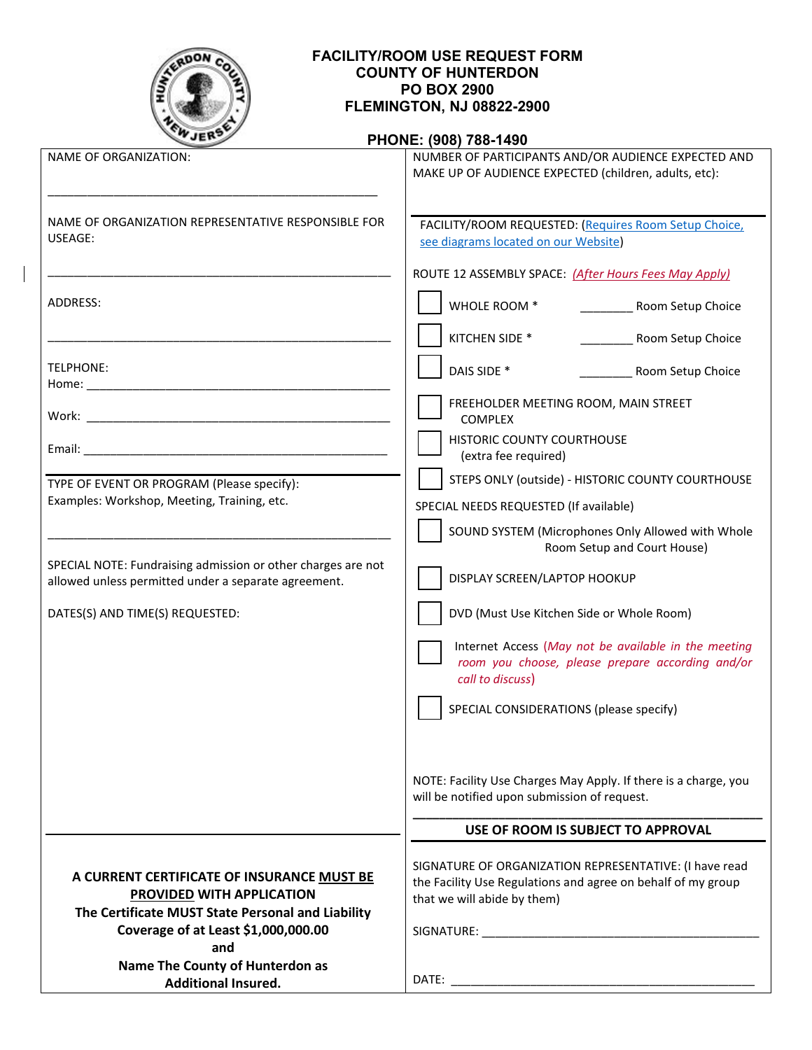# FACILITY/ROOM USE REQUEST FORM
## COUNTY OF HUNTERDON
## PO BOX 2900
## FLEMINGTON, NJ 08822-2900

**PHONE: (908) 788-1490**

NAME OF ORGANIZATION:

_______________________________________________

NAME OF ORGANIZATION REPRESENTATIVE RESPONSIBLE FOR USEAGE:

_______________________________________________

ADDRESS:

_______________________________________________

TELPHONE:

Home: _______________________________________________

Work: _______________________________________________

Email: _______________________________________________

TYPE OF EVENT OR PROGRAM (Please specify):
Examples: Workshop, Meeting, Training, etc.

_______________________________________________

SPECIAL NOTE: Fundraising admission or other charges are not allowed unless permitted under a separate agreement.

DATES(S) AND TIME(S) REQUESTED:

**A CURRENT CERTIFICATE OF INSURANCE MUST BE PROVIDED WITH APPLICATION**
**The Certificate MUST State Personal and Liability Coverage of at Least $1,000,000.00 and Name The County of Hunterdon as Additional Insured.**

NUMBER OF PARTICIPANTS AND/OR AUDIENCE EXPECTED AND MAKE UP OF AUDIENCE EXPECTED (children, adults, etc):

FACILITY/ROOM REQUESTED: (Requires Room Setup Choice, see diagrams located on our Website)

ROUTE 12 ASSEMBLY SPACE: *(After Hours Fees May Apply)*

- [ ] WHOLE ROOM * ________ Room Setup Choice
- [ ] KITCHEN SIDE * ________ Room Setup Choice
- [ ] DAIS SIDE * ________ Room Setup Choice
- [ ] FREEHOLDER MEETING ROOM, MAIN STREET COMPLEX
- [ ] HISTORIC COUNTY COURTHOUSE (extra fee required)
- [ ] STEPS ONLY (outside) - HISTORIC COUNTY COURTHOUSE

SPECIAL NEEDS REQUESTED (If available)

- [ ] SOUND SYSTEM (Microphones Only Allowed with Whole Room Setup and Court House)
- [ ] DISPLAY SCREEN/LAPTOP HOOKUP
- [ ] DVD (Must Use Kitchen Side or Whole Room)
- [ ] Internet Access (*May not be available in the meeting room you choose, please prepare according and/or call to discuss*)
- [ ] SPECIAL CONSIDERATIONS (please specify)

NOTE: Facility Use Charges May Apply. If there is a charge, you will be notified upon submission of request.

**USE OF ROOM IS SUBJECT TO APPROVAL**

SIGNATURE OF ORGANIZATION REPRESENTATIVE: (I have read the Facility Use Regulations and agree on behalf of my group that we will abide by them)

SIGNATURE: _______________________________________________

DATE: _______________________________________________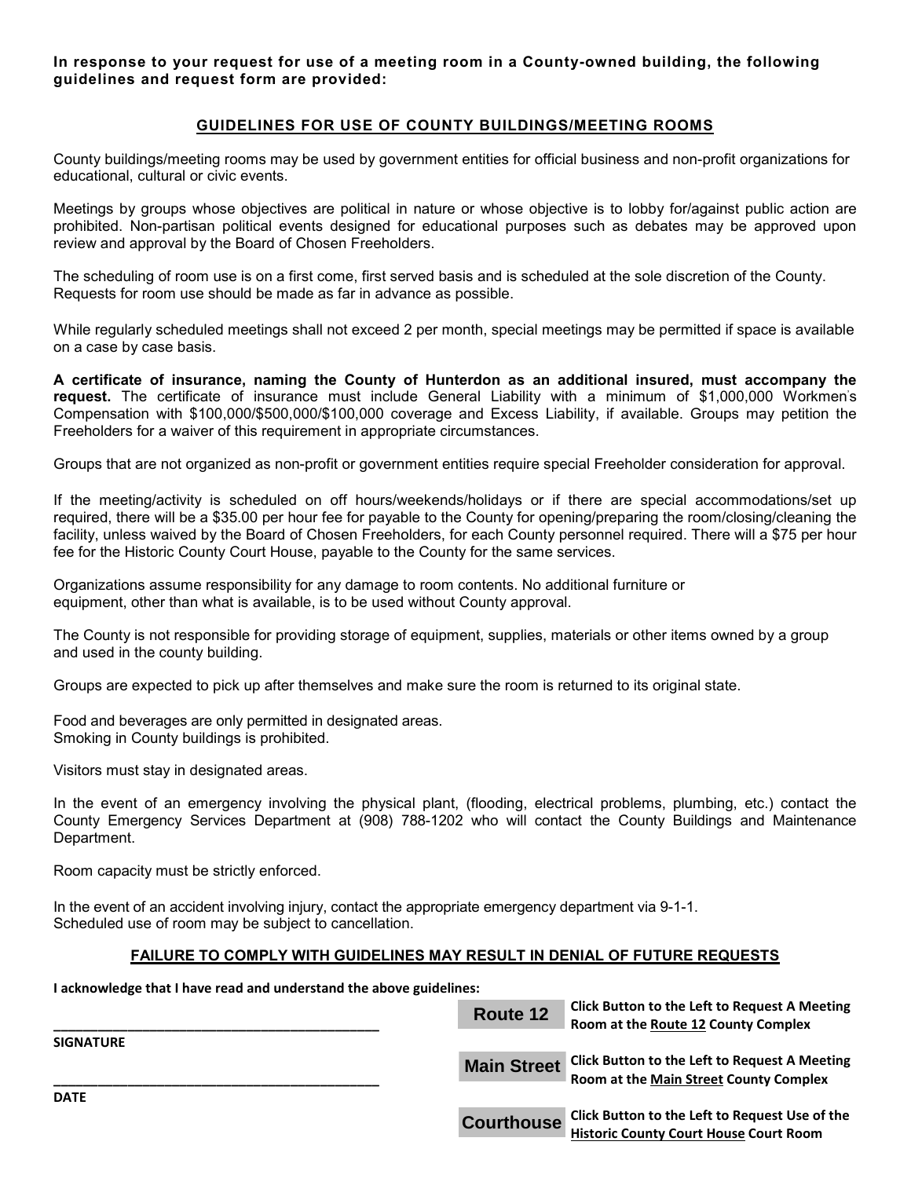**In response to your request for use of a meeting room in a County-owned building, the following guidelines and request form are provided:**

## GUIDELINES FOR USE OF COUNTY BUILDINGS/MEETING ROOMS

County buildings/meeting rooms may be used by government entities for official business and non-profit organizations for educational, cultural or civic events.

Meetings by groups whose objectives are political in nature or whose objective is to lobby for/against public action are prohibited. Non-partisan political events designed for educational purposes such as debates may be approved upon review and approval by the Board of Chosen Freeholders.

The scheduling of room use is on a first come, first served basis and is scheduled at the sole discretion of the County. Requests for room use should be made as far in advance as possible.

While regularly scheduled meetings shall not exceed 2 per month, special meetings may be permitted if space is available on a case by case basis.

**A certificate of insurance, naming the County of Hunterdon as an additional insured, must accompany the request.** The certificate of insurance must include General Liability with a minimum of $1,000,000 Workmen's Compensation with $100,000/$500,000/$100,000 coverage and Excess Liability, if available. Groups may petition the Freeholders for a waiver of this requirement in appropriate circumstances.

Groups that are not organized as non-profit or government entities require special Freeholder consideration for approval.

If the meeting/activity is scheduled on off hours/weekends/holidays or if there are special accommodations/set up required, there will be a $35.00 per hour fee for payable to the County for opening/preparing the room/closing/cleaning the facility, unless waived by the Board of Chosen Freeholders, for each County personnel required. There will a $75 per hour fee for the Historic County Court House, payable to the County for the same services.

Organizations assume responsibility for any damage to room contents. No additional furniture or equipment, other than what is available, is to be used without County approval.

The County is not responsible for providing storage of equipment, supplies, materials or other items owned by a group and used in the county building.

Groups are expected to pick up after themselves and make sure the room is returned to its original state.

Food and beverages are only permitted in designated areas.
Smoking in County buildings is prohibited.

Visitors must stay in designated areas.

In the event of an emergency involving the physical plant, (flooding, electrical problems, plumbing, etc.) contact the County Emergency Services Department at (908) 788-1202 who will contact the County Buildings and Maintenance Department.

Room capacity must be strictly enforced.

In the event of an accident involving injury, contact the appropriate emergency department via 9-1-1.
Scheduled use of room may be subject to cancellation.

**FAILURE TO COMPLY WITH GUIDELINES MAY RESULT IN DENIAL OF FUTURE REQUESTS**

**I acknowledge that I have read and understand the above guidelines:**

\_\_\_\_\_\_\_\_\_\_\_\_\_\_\_\_\_\_\_\_\_\_\_\_\_\_\_\_\_\_\_\_\_\_\_\_\_\_\_\_

**SIGNATURE**

\_\_\_\_\_\_\_\_\_\_\_\_\_\_\_\_\_\_\_\_\_\_\_\_\_\_\_\_\_\_\_\_\_\_\_\_\_\_\_\_

**DATE**

**Route 12** — **Click Button to the Left to Request A Meeting Room at the Route 12 County Complex**

**Main Street** — **Click Button to the Left to Request A Meeting Room at the Main Street County Complex**

**Courthouse** — **Click Button to the Left to Request Use of the Historic County Court House Court Room**